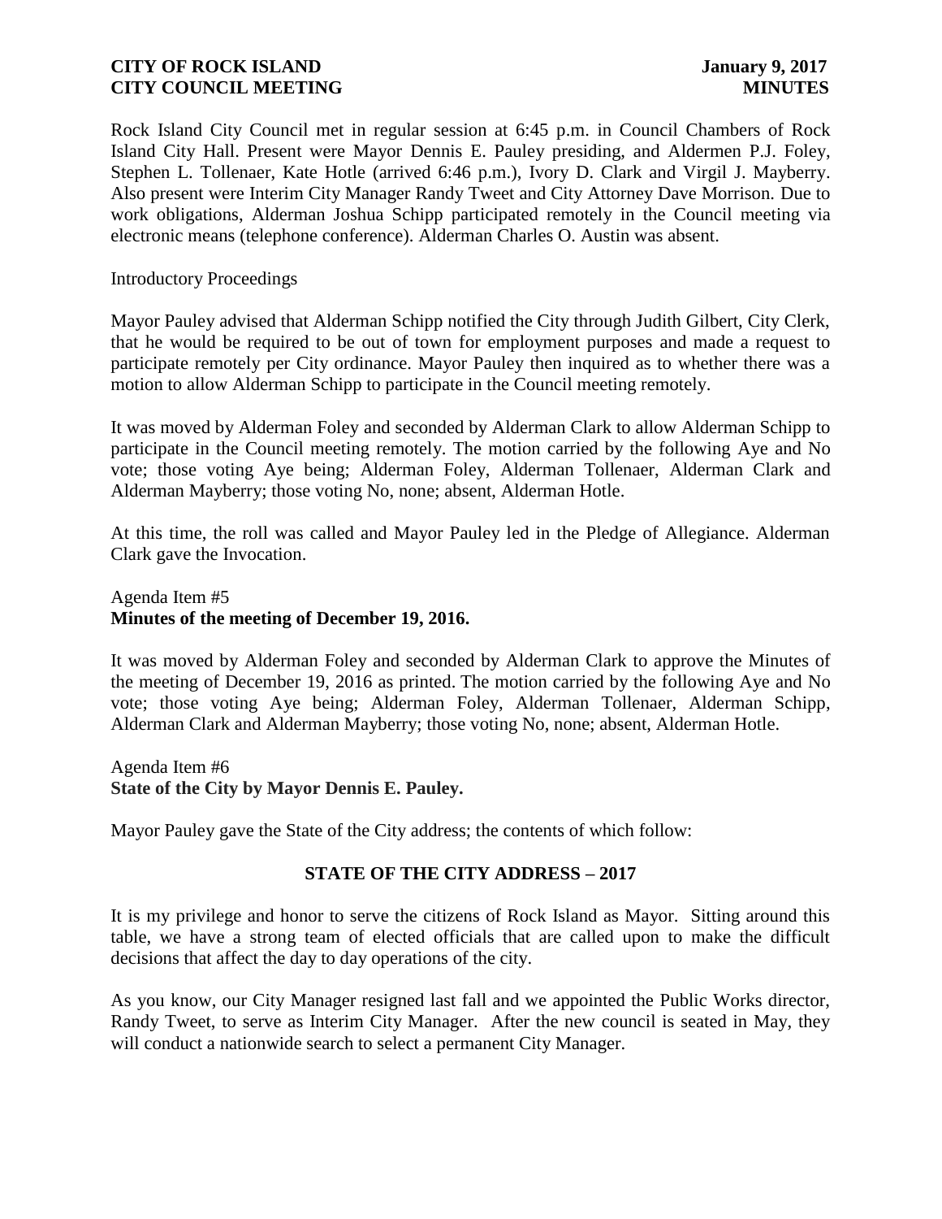**CITY OF ROCK ISLAND** **January 9, 2017**
**CITY COUNCIL MEETING** **MINUTES**

Rock Island City Council met in regular session at 6:45 p.m. in Council Chambers of Rock Island City Hall. Present were Mayor Dennis E. Pauley presiding, and Aldermen P.J. Foley, Stephen L. Tollenaer, Kate Hotle (arrived 6:46 p.m.), Ivory D. Clark and Virgil J. Mayberry. Also present were Interim City Manager Randy Tweet and City Attorney Dave Morrison. Due to work obligations, Alderman Joshua Schipp participated remotely in the Council meeting via electronic means (telephone conference). Alderman Charles O. Austin was absent.

Introductory Proceedings

Mayor Pauley advised that Alderman Schipp notified the City through Judith Gilbert, City Clerk, that he would be required to be out of town for employment purposes and made a request to participate remotely per City ordinance. Mayor Pauley then inquired as to whether there was a motion to allow Alderman Schipp to participate in the Council meeting remotely.

It was moved by Alderman Foley and seconded by Alderman Clark to allow Alderman Schipp to participate in the Council meeting remotely. The motion carried by the following Aye and No vote; those voting Aye being; Alderman Foley, Alderman Tollenaer, Alderman Clark and Alderman Mayberry; those voting No, none; absent, Alderman Hotle.

At this time, the roll was called and Mayor Pauley led in the Pledge of Allegiance. Alderman Clark gave the Invocation.

Agenda Item #5
**Minutes of the meeting of December 19, 2016.**

It was moved by Alderman Foley and seconded by Alderman Clark to approve the Minutes of the meeting of December 19, 2016 as printed. The motion carried by the following Aye and No vote; those voting Aye being; Alderman Foley, Alderman Tollenaer, Alderman Schipp, Alderman Clark and Alderman Mayberry; those voting No, none; absent, Alderman Hotle.

Agenda Item #6
**State of the City by Mayor Dennis E. Pauley.**

Mayor Pauley gave the State of the City address; the contents of which follow:

**STATE OF THE CITY ADDRESS – 2017**

It is my privilege and honor to serve the citizens of Rock Island as Mayor. Sitting around this table, we have a strong team of elected officials that are called upon to make the difficult decisions that affect the day to day operations of the city.

As you know, our City Manager resigned last fall and we appointed the Public Works director, Randy Tweet, to serve as Interim City Manager. After the new council is seated in May, they will conduct a nationwide search to select a permanent City Manager.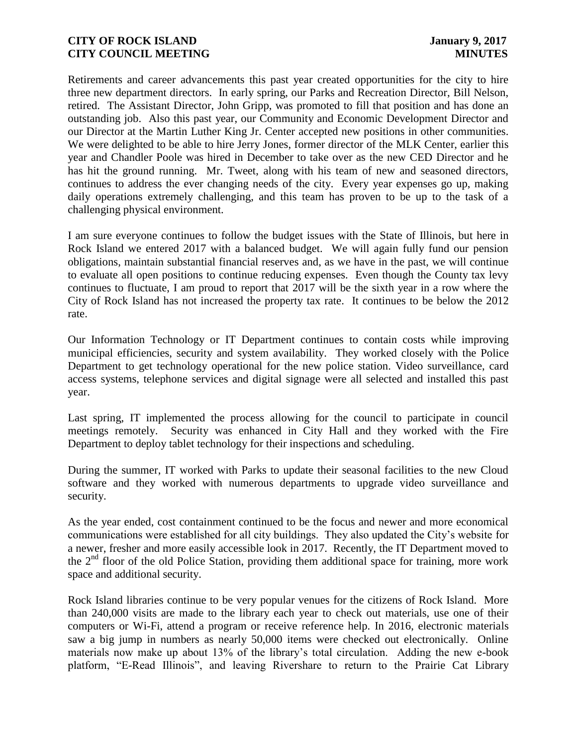Retirements and career advancements this past year created opportunities for the city to hire three new department directors. In early spring, our Parks and Recreation Director, Bill Nelson, retired. The Assistant Director, John Gripp, was promoted to fill that position and has done an outstanding job. Also this past year, our Community and Economic Development Director and our Director at the Martin Luther King Jr. Center accepted new positions in other communities. We were delighted to be able to hire Jerry Jones, former director of the MLK Center, earlier this year and Chandler Poole was hired in December to take over as the new CED Director and he has hit the ground running. Mr. Tweet, along with his team of new and seasoned directors, continues to address the ever changing needs of the city. Every year expenses go up, making daily operations extremely challenging, and this team has proven to be up to the task of a challenging physical environment.

I am sure everyone continues to follow the budget issues with the State of Illinois, but here in Rock Island we entered 2017 with a balanced budget. We will again fully fund our pension obligations, maintain substantial financial reserves and, as we have in the past, we will continue to evaluate all open positions to continue reducing expenses. Even though the County tax levy continues to fluctuate, I am proud to report that 2017 will be the sixth year in a row where the City of Rock Island has not increased the property tax rate. It continues to be below the 2012 rate.

Our Information Technology or IT Department continues to contain costs while improving municipal efficiencies, security and system availability. They worked closely with the Police Department to get technology operational for the new police station. Video surveillance, card access systems, telephone services and digital signage were all selected and installed this past year.

Last spring, IT implemented the process allowing for the council to participate in council meetings remotely. Security was enhanced in City Hall and they worked with the Fire Department to deploy tablet technology for their inspections and scheduling.

During the summer, IT worked with Parks to update their seasonal facilities to the new Cloud software and they worked with numerous departments to upgrade video surveillance and security.

As the year ended, cost containment continued to be the focus and newer and more economical communications were established for all city buildings. They also updated the City's website for a newer, fresher and more easily accessible look in 2017. Recently, the IT Department moved to the 2nd floor of the old Police Station, providing them additional space for training, more work space and additional security.

Rock Island libraries continue to be very popular venues for the citizens of Rock Island. More than 240,000 visits are made to the library each year to check out materials, use one of their computers or Wi-Fi, attend a program or receive reference help. In 2016, electronic materials saw a big jump in numbers as nearly 50,000 items were checked out electronically. Online materials now make up about 13% of the library's total circulation. Adding the new e-book platform, "E-Read Illinois", and leaving Rivershare to return to the Prairie Cat Library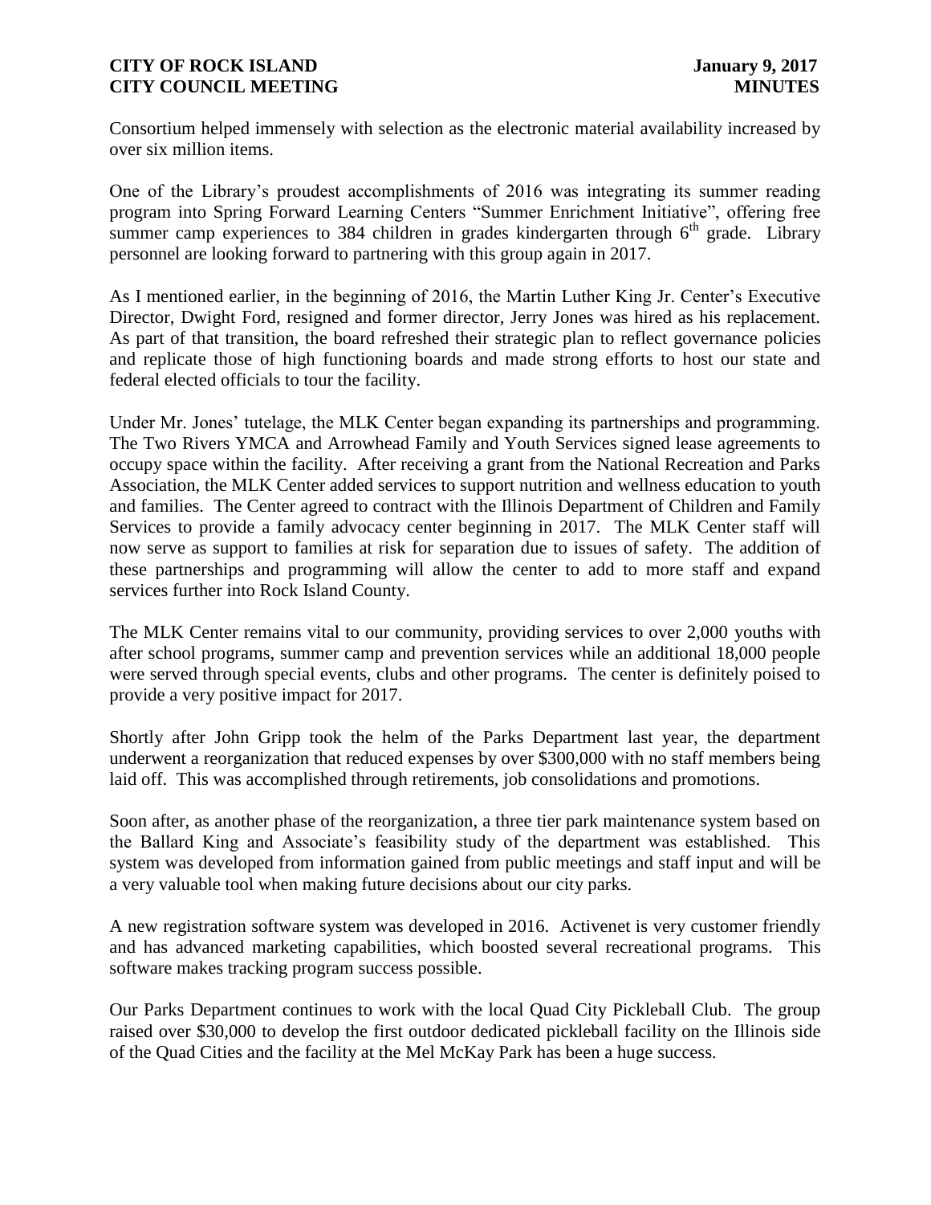Consortium helped immensely with selection as the electronic material availability increased by over six million items.

One of the Library's proudest accomplishments of 2016 was integrating its summer reading program into Spring Forward Learning Centers "Summer Enrichment Initiative", offering free summer camp experiences to 384 children in grades kindergarten through 6th grade. Library personnel are looking forward to partnering with this group again in 2017.

As I mentioned earlier, in the beginning of 2016, the Martin Luther King Jr. Center's Executive Director, Dwight Ford, resigned and former director, Jerry Jones was hired as his replacement. As part of that transition, the board refreshed their strategic plan to reflect governance policies and replicate those of high functioning boards and made strong efforts to host our state and federal elected officials to tour the facility.

Under Mr. Jones' tutelage, the MLK Center began expanding its partnerships and programming. The Two Rivers YMCA and Arrowhead Family and Youth Services signed lease agreements to occupy space within the facility. After receiving a grant from the National Recreation and Parks Association, the MLK Center added services to support nutrition and wellness education to youth and families. The Center agreed to contract with the Illinois Department of Children and Family Services to provide a family advocacy center beginning in 2017. The MLK Center staff will now serve as support to families at risk for separation due to issues of safety. The addition of these partnerships and programming will allow the center to add to more staff and expand services further into Rock Island County.

The MLK Center remains vital to our community, providing services to over 2,000 youths with after school programs, summer camp and prevention services while an additional 18,000 people were served through special events, clubs and other programs. The center is definitely poised to provide a very positive impact for 2017.

Shortly after John Gripp took the helm of the Parks Department last year, the department underwent a reorganization that reduced expenses by over $300,000 with no staff members being laid off. This was accomplished through retirements, job consolidations and promotions.

Soon after, as another phase of the reorganization, a three tier park maintenance system based on the Ballard King and Associate's feasibility study of the department was established. This system was developed from information gained from public meetings and staff input and will be a very valuable tool when making future decisions about our city parks.

A new registration software system was developed in 2016. Activenet is very customer friendly and has advanced marketing capabilities, which boosted several recreational programs. This software makes tracking program success possible.

Our Parks Department continues to work with the local Quad City Pickleball Club. The group raised over $30,000 to develop the first outdoor dedicated pickleball facility on the Illinois side of the Quad Cities and the facility at the Mel McKay Park has been a huge success.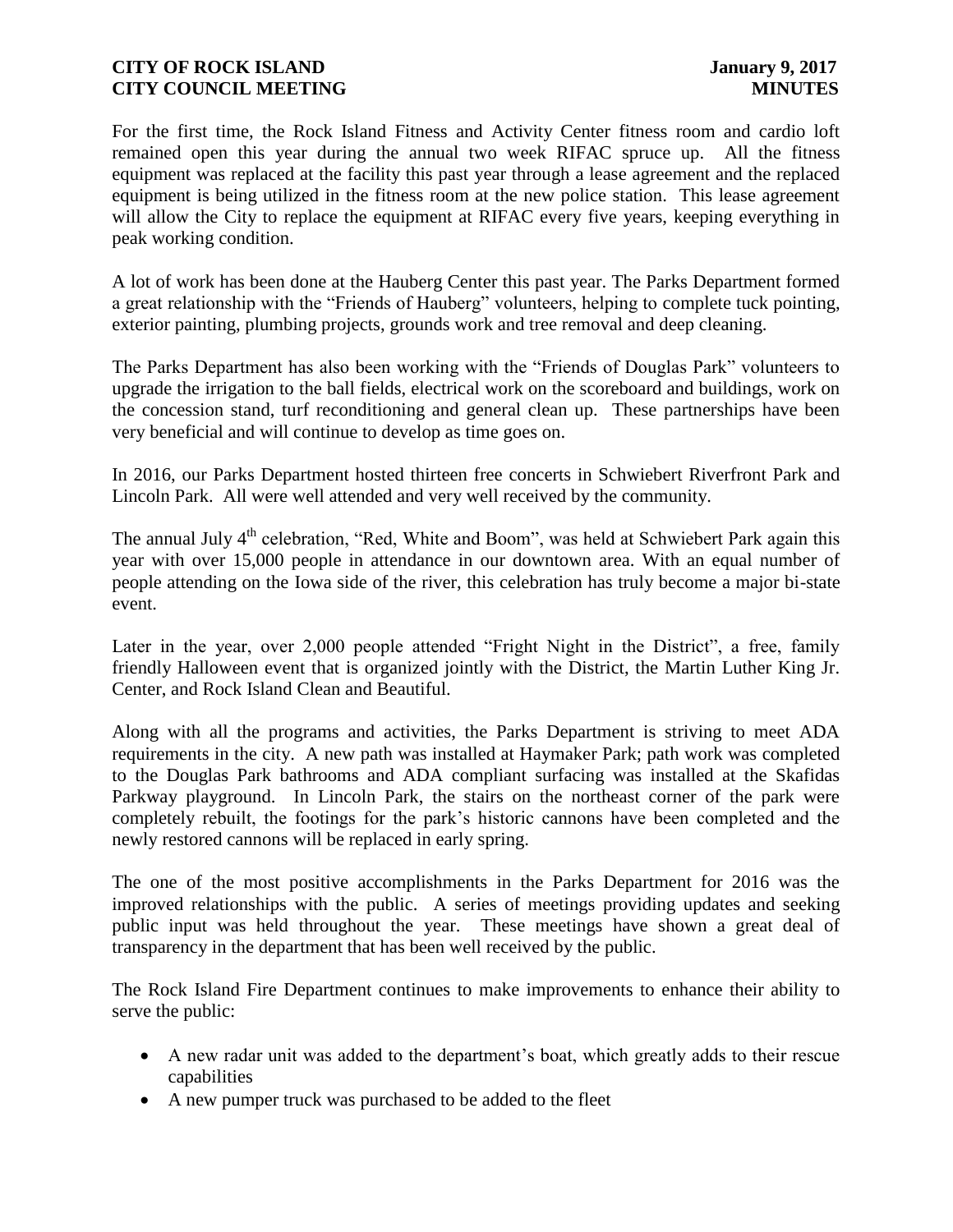For the first time, the Rock Island Fitness and Activity Center fitness room and cardio loft remained open this year during the annual two week RIFAC spruce up. All the fitness equipment was replaced at the facility this past year through a lease agreement and the replaced equipment is being utilized in the fitness room at the new police station. This lease agreement will allow the City to replace the equipment at RIFAC every five years, keeping everything in peak working condition.

A lot of work has been done at the Hauberg Center this past year. The Parks Department formed a great relationship with the "Friends of Hauberg" volunteers, helping to complete tuck pointing, exterior painting, plumbing projects, grounds work and tree removal and deep cleaning.

The Parks Department has also been working with the "Friends of Douglas Park" volunteers to upgrade the irrigation to the ball fields, electrical work on the scoreboard and buildings, work on the concession stand, turf reconditioning and general clean up. These partnerships have been very beneficial and will continue to develop as time goes on.

In 2016, our Parks Department hosted thirteen free concerts in Schwiebert Riverfront Park and Lincoln Park. All were well attended and very well received by the community.

The annual July 4th celebration, "Red, White and Boom", was held at Schwiebert Park again this year with over 15,000 people in attendance in our downtown area. With an equal number of people attending on the Iowa side of the river, this celebration has truly become a major bi-state event.

Later in the year, over 2,000 people attended "Fright Night in the District", a free, family friendly Halloween event that is organized jointly with the District, the Martin Luther King Jr. Center, and Rock Island Clean and Beautiful.

Along with all the programs and activities, the Parks Department is striving to meet ADA requirements in the city. A new path was installed at Haymaker Park; path work was completed to the Douglas Park bathrooms and ADA compliant surfacing was installed at the Skafidas Parkway playground. In Lincoln Park, the stairs on the northeast corner of the park were completely rebuilt, the footings for the park's historic cannons have been completed and the newly restored cannons will be replaced in early spring.

The one of the most positive accomplishments in the Parks Department for 2016 was the improved relationships with the public. A series of meetings providing updates and seeking public input was held throughout the year. These meetings have shown a great deal of transparency in the department that has been well received by the public.

The Rock Island Fire Department continues to make improvements to enhance their ability to serve the public:

- A new radar unit was added to the department's boat, which greatly adds to their rescue capabilities
- A new pumper truck was purchased to be added to the fleet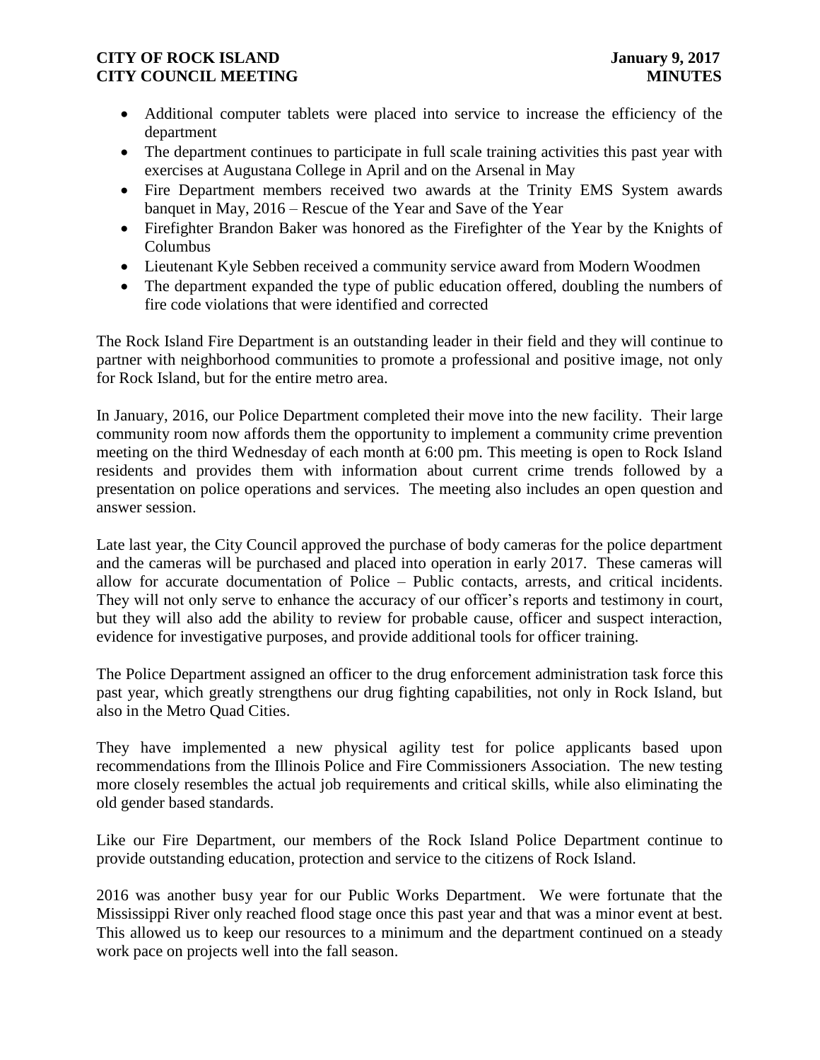- Additional computer tablets were placed into service to increase the efficiency of the department
- The department continues to participate in full scale training activities this past year with exercises at Augustana College in April and on the Arsenal in May
- Fire Department members received two awards at the Trinity EMS System awards banquet in May, 2016 – Rescue of the Year and Save of the Year
- Firefighter Brandon Baker was honored as the Firefighter of the Year by the Knights of Columbus
- Lieutenant Kyle Sebben received a community service award from Modern Woodmen
- The department expanded the type of public education offered, doubling the numbers of fire code violations that were identified and corrected

The Rock Island Fire Department is an outstanding leader in their field and they will continue to partner with neighborhood communities to promote a professional and positive image, not only for Rock Island, but for the entire metro area.

In January, 2016, our Police Department completed their move into the new facility. Their large community room now affords them the opportunity to implement a community crime prevention meeting on the third Wednesday of each month at 6:00 pm. This meeting is open to Rock Island residents and provides them with information about current crime trends followed by a presentation on police operations and services. The meeting also includes an open question and answer session.

Late last year, the City Council approved the purchase of body cameras for the police department and the cameras will be purchased and placed into operation in early 2017. These cameras will allow for accurate documentation of Police – Public contacts, arrests, and critical incidents. They will not only serve to enhance the accuracy of our officer's reports and testimony in court, but they will also add the ability to review for probable cause, officer and suspect interaction, evidence for investigative purposes, and provide additional tools for officer training.

The Police Department assigned an officer to the drug enforcement administration task force this past year, which greatly strengthens our drug fighting capabilities, not only in Rock Island, but also in the Metro Quad Cities.

They have implemented a new physical agility test for police applicants based upon recommendations from the Illinois Police and Fire Commissioners Association. The new testing more closely resembles the actual job requirements and critical skills, while also eliminating the old gender based standards.

Like our Fire Department, our members of the Rock Island Police Department continue to provide outstanding education, protection and service to the citizens of Rock Island.

2016 was another busy year for our Public Works Department. We were fortunate that the Mississippi River only reached flood stage once this past year and that was a minor event at best. This allowed us to keep our resources to a minimum and the department continued on a steady work pace on projects well into the fall season.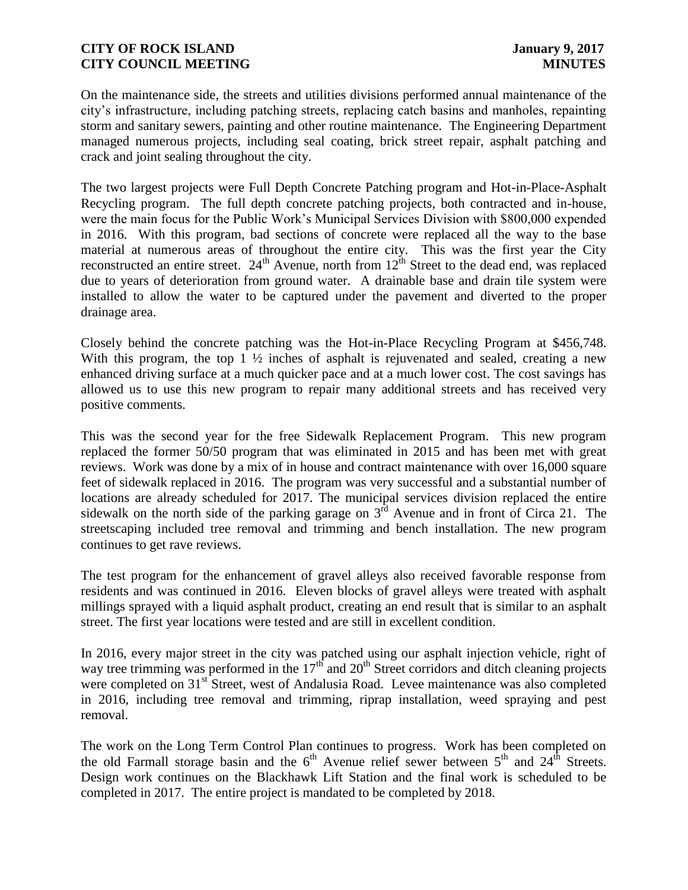On the maintenance side, the streets and utilities divisions performed annual maintenance of the city's infrastructure, including patching streets, replacing catch basins and manholes, repainting storm and sanitary sewers, painting and other routine maintenance. The Engineering Department managed numerous projects, including seal coating, brick street repair, asphalt patching and crack and joint sealing throughout the city.

The two largest projects were Full Depth Concrete Patching program and Hot-in-Place-Asphalt Recycling program. The full depth concrete patching projects, both contracted and in-house, were the main focus for the Public Work's Municipal Services Division with $800,000 expended in 2016. With this program, bad sections of concrete were replaced all the way to the base material at numerous areas of throughout the entire city. This was the first year the City reconstructed an entire street. 24th Avenue, north from 12th Street to the dead end, was replaced due to years of deterioration from ground water. A drainable base and drain tile system were installed to allow the water to be captured under the pavement and diverted to the proper drainage area.

Closely behind the concrete patching was the Hot-in-Place Recycling Program at $456,748. With this program, the top 1 ½ inches of asphalt is rejuvenated and sealed, creating a new enhanced driving surface at a much quicker pace and at a much lower cost. The cost savings has allowed us to use this new program to repair many additional streets and has received very positive comments.

This was the second year for the free Sidewalk Replacement Program. This new program replaced the former 50/50 program that was eliminated in 2015 and has been met with great reviews. Work was done by a mix of in house and contract maintenance with over 16,000 square feet of sidewalk replaced in 2016. The program was very successful and a substantial number of locations are already scheduled for 2017. The municipal services division replaced the entire sidewalk on the north side of the parking garage on 3rd Avenue and in front of Circa 21. The streetscaping included tree removal and trimming and bench installation. The new program continues to get rave reviews.

The test program for the enhancement of gravel alleys also received favorable response from residents and was continued in 2016. Eleven blocks of gravel alleys were treated with asphalt millings sprayed with a liquid asphalt product, creating an end result that is similar to an asphalt street. The first year locations were tested and are still in excellent condition.

In 2016, every major street in the city was patched using our asphalt injection vehicle, right of way tree trimming was performed in the 17th and 20th Street corridors and ditch cleaning projects were completed on 31st Street, west of Andalusia Road. Levee maintenance was also completed in 2016, including tree removal and trimming, riprap installation, weed spraying and pest removal.

The work on the Long Term Control Plan continues to progress. Work has been completed on the old Farmall storage basin and the 6th Avenue relief sewer between 5th and 24th Streets. Design work continues on the Blackhawk Lift Station and the final work is scheduled to be completed in 2017. The entire project is mandated to be completed by 2018.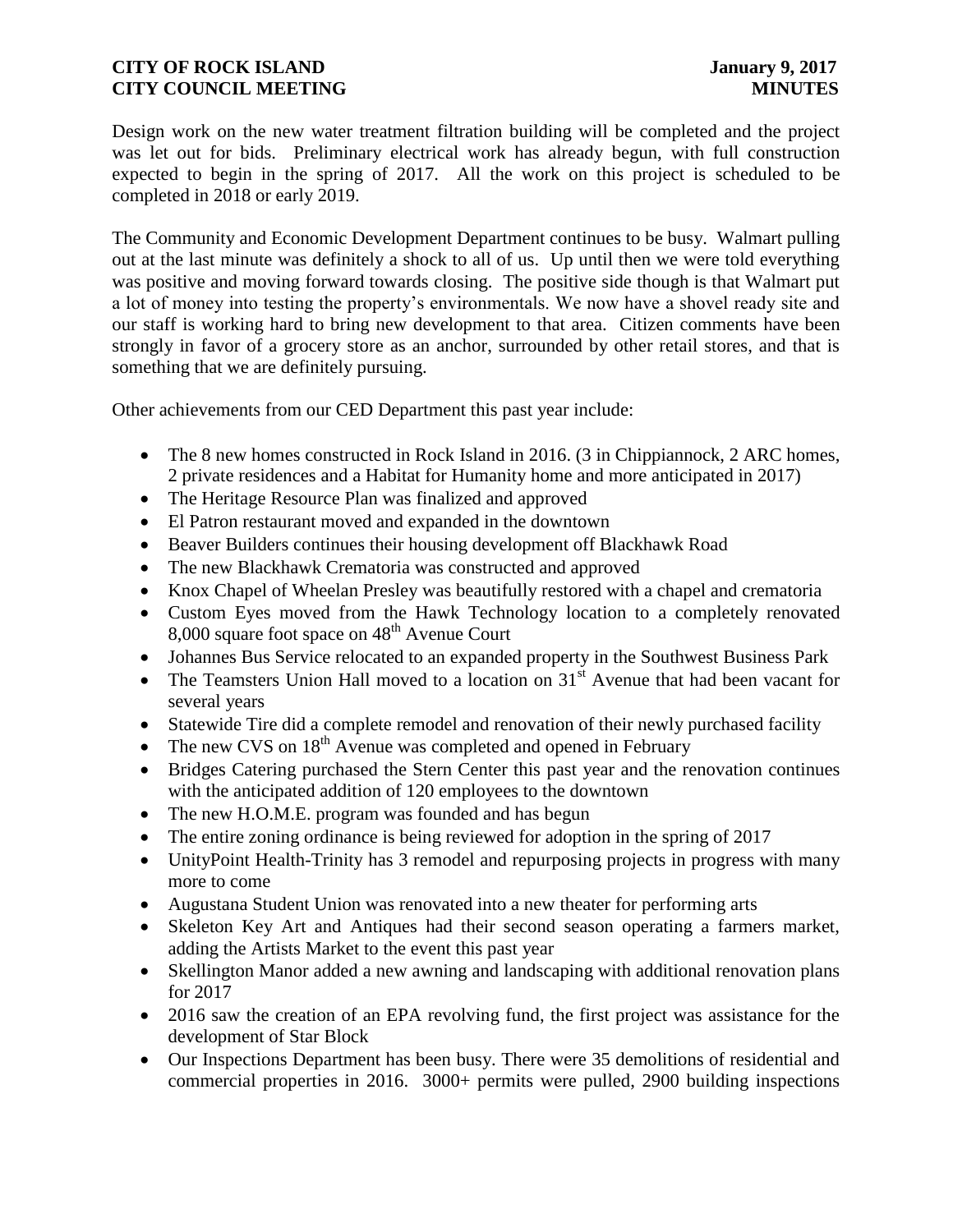Design work on the new water treatment filtration building will be completed and the project was let out for bids. Preliminary electrical work has already begun, with full construction expected to begin in the spring of 2017. All the work on this project is scheduled to be completed in 2018 or early 2019.

The Community and Economic Development Department continues to be busy. Walmart pulling out at the last minute was definitely a shock to all of us. Up until then we were told everything was positive and moving forward towards closing. The positive side though is that Walmart put a lot of money into testing the property's environmentals. We now have a shovel ready site and our staff is working hard to bring new development to that area. Citizen comments have been strongly in favor of a grocery store as an anchor, surrounded by other retail stores, and that is something that we are definitely pursuing.

Other achievements from our CED Department this past year include:

- The 8 new homes constructed in Rock Island in 2016. (3 in Chippiannock, 2 ARC homes, 2 private residences and a Habitat for Humanity home and more anticipated in 2017)
- The Heritage Resource Plan was finalized and approved
- El Patron restaurant moved and expanded in the downtown
- Beaver Builders continues their housing development off Blackhawk Road
- The new Blackhawk Crematoria was constructed and approved
- Knox Chapel of Wheelan Presley was beautifully restored with a chapel and crematoria
- Custom Eyes moved from the Hawk Technology location to a completely renovated 8,000 square foot space on 48th Avenue Court
- Johannes Bus Service relocated to an expanded property in the Southwest Business Park
- The Teamsters Union Hall moved to a location on 31st Avenue that had been vacant for several years
- Statewide Tire did a complete remodel and renovation of their newly purchased facility
- The new CVS on 18th Avenue was completed and opened in February
- Bridges Catering purchased the Stern Center this past year and the renovation continues with the anticipated addition of 120 employees to the downtown
- The new H.O.M.E. program was founded and has begun
- The entire zoning ordinance is being reviewed for adoption in the spring of 2017
- UnityPoint Health-Trinity has 3 remodel and repurposing projects in progress with many more to come
- Augustana Student Union was renovated into a new theater for performing arts
- Skeleton Key Art and Antiques had their second season operating a farmers market, adding the Artists Market to the event this past year
- Skellington Manor added a new awning and landscaping with additional renovation plans for 2017
- 2016 saw the creation of an EPA revolving fund, the first project was assistance for the development of Star Block
- Our Inspections Department has been busy. There were 35 demolitions of residential and commercial properties in 2016. 3000+ permits were pulled, 2900 building inspections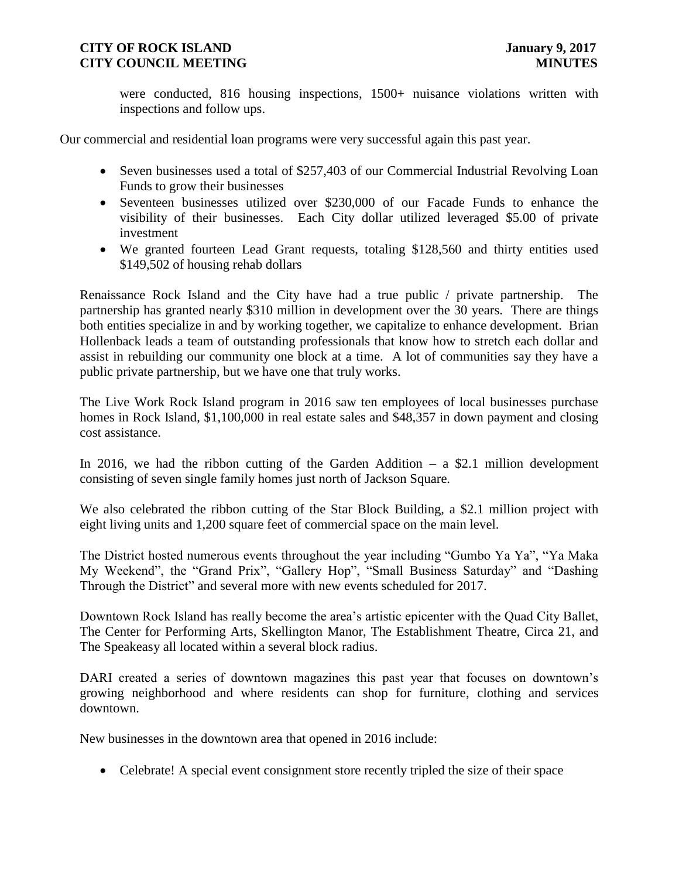were conducted, 816 housing inspections, 1500+ nuisance violations written with inspections and follow ups.

Our commercial and residential loan programs were very successful again this past year.

- Seven businesses used a total of $257,403 of our Commercial Industrial Revolving Loan Funds to grow their businesses
- Seventeen businesses utilized over $230,000 of our Facade Funds to enhance the visibility of their businesses. Each City dollar utilized leveraged $5.00 of private investment
- We granted fourteen Lead Grant requests, totaling $128,560 and thirty entities used $149,502 of housing rehab dollars

Renaissance Rock Island and the City have had a true public / private partnership. The partnership has granted nearly $310 million in development over the 30 years. There are things both entities specialize in and by working together, we capitalize to enhance development. Brian Hollenback leads a team of outstanding professionals that know how to stretch each dollar and assist in rebuilding our community one block at a time. A lot of communities say they have a public private partnership, but we have one that truly works.

The Live Work Rock Island program in 2016 saw ten employees of local businesses purchase homes in Rock Island, $1,100,000 in real estate sales and $48,357 in down payment and closing cost assistance.

In 2016, we had the ribbon cutting of the Garden Addition – a $2.1 million development consisting of seven single family homes just north of Jackson Square.

We also celebrated the ribbon cutting of the Star Block Building, a $2.1 million project with eight living units and 1,200 square feet of commercial space on the main level.

The District hosted numerous events throughout the year including "Gumbo Ya Ya", "Ya Maka My Weekend", the "Grand Prix", "Gallery Hop", "Small Business Saturday" and "Dashing Through the District" and several more with new events scheduled for 2017.

Downtown Rock Island has really become the area's artistic epicenter with the Quad City Ballet, The Center for Performing Arts, Skellington Manor, The Establishment Theatre, Circa 21, and The Speakeasy all located within a several block radius.

DARI created a series of downtown magazines this past year that focuses on downtown's growing neighborhood and where residents can shop for furniture, clothing and services downtown.

New businesses in the downtown area that opened in 2016 include:

- Celebrate! A special event consignment store recently tripled the size of their space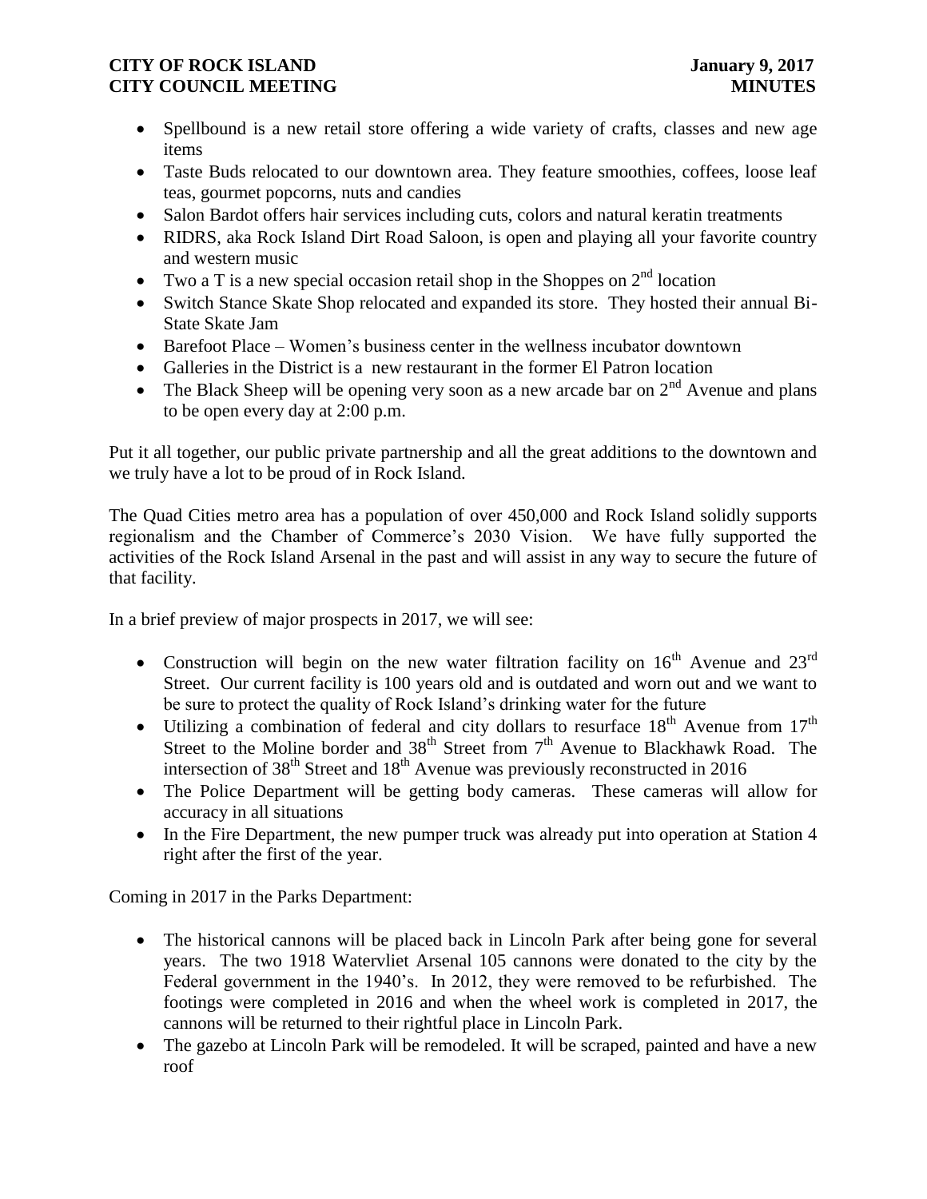- Spellbound is a new retail store offering a wide variety of crafts, classes and new age items
- Taste Buds relocated to our downtown area. They feature smoothies, coffees, loose leaf teas, gourmet popcorns, nuts and candies
- Salon Bardot offers hair services including cuts, colors and natural keratin treatments
- RIDRS, aka Rock Island Dirt Road Saloon, is open and playing all your favorite country and western music
- Two a T is a new special occasion retail shop in the Shoppes on 2nd location
- Switch Stance Skate Shop relocated and expanded its store. They hosted their annual Bi-State Skate Jam
- Barefoot Place – Women's business center in the wellness incubator downtown
- Galleries in the District is a new restaurant in the former El Patron location
- The Black Sheep will be opening very soon as a new arcade bar on 2nd Avenue and plans to be open every day at 2:00 p.m.

Put it all together, our public private partnership and all the great additions to the downtown and we truly have a lot to be proud of in Rock Island.

The Quad Cities metro area has a population of over 450,000 and Rock Island solidly supports regionalism and the Chamber of Commerce's 2030 Vision. We have fully supported the activities of the Rock Island Arsenal in the past and will assist in any way to secure the future of that facility.

In a brief preview of major prospects in 2017, we will see:

- Construction will begin on the new water filtration facility on 16th Avenue and 23rd Street. Our current facility is 100 years old and is outdated and worn out and we want to be sure to protect the quality of Rock Island's drinking water for the future
- Utilizing a combination of federal and city dollars to resurface 18th Avenue from 17th Street to the Moline border and 38th Street from 7th Avenue to Blackhawk Road. The intersection of 38th Street and 18th Avenue was previously reconstructed in 2016
- The Police Department will be getting body cameras. These cameras will allow for accuracy in all situations
- In the Fire Department, the new pumper truck was already put into operation at Station 4 right after the first of the year.

Coming in 2017 in the Parks Department:

- The historical cannons will be placed back in Lincoln Park after being gone for several years. The two 1918 Watervliet Arsenal 105 cannons were donated to the city by the Federal government in the 1940's. In 2012, they were removed to be refurbished. The footings were completed in 2016 and when the wheel work is completed in 2017, the cannons will be returned to their rightful place in Lincoln Park.
- The gazebo at Lincoln Park will be remodeled. It will be scraped, painted and have a new roof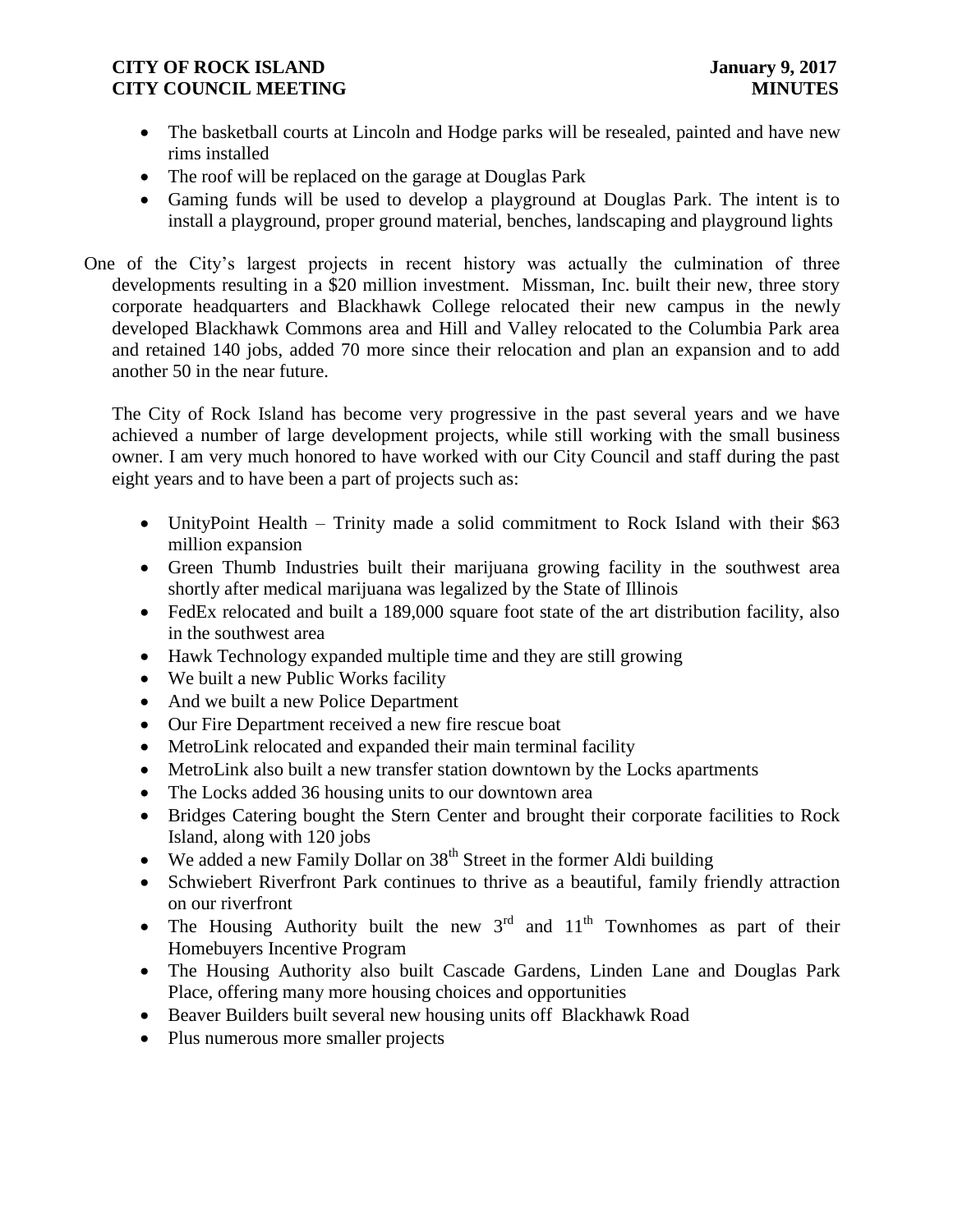- The basketball courts at Lincoln and Hodge parks will be resealed, painted and have new rims installed
- The roof will be replaced on the garage at Douglas Park
- Gaming funds will be used to develop a playground at Douglas Park. The intent is to install a playground, proper ground material, benches, landscaping and playground lights

One of the City's largest projects in recent history was actually the culmination of three developments resulting in a $20 million investment. Missman, Inc. built their new, three story corporate headquarters and Blackhawk College relocated their new campus in the newly developed Blackhawk Commons area and Hill and Valley relocated to the Columbia Park area and retained 140 jobs, added 70 more since their relocation and plan an expansion and to add another 50 in the near future.

The City of Rock Island has become very progressive in the past several years and we have achieved a number of large development projects, while still working with the small business owner. I am very much honored to have worked with our City Council and staff during the past eight years and to have been a part of projects such as:

- UnityPoint Health – Trinity made a solid commitment to Rock Island with their $63 million expansion
- Green Thumb Industries built their marijuana growing facility in the southwest area shortly after medical marijuana was legalized by the State of Illinois
- FedEx relocated and built a 189,000 square foot state of the art distribution facility, also in the southwest area
- Hawk Technology expanded multiple time and they are still growing
- We built a new Public Works facility
- And we built a new Police Department
- Our Fire Department received a new fire rescue boat
- MetroLink relocated and expanded their main terminal facility
- MetroLink also built a new transfer station downtown by the Locks apartments
- The Locks added 36 housing units to our downtown area
- Bridges Catering bought the Stern Center and brought their corporate facilities to Rock Island, along with 120 jobs
- We added a new Family Dollar on 38th Street in the former Aldi building
- Schwiebert Riverfront Park continues to thrive as a beautiful, family friendly attraction on our riverfront
- The Housing Authority built the new 3rd and 11th Townhomes as part of their Homebuyers Incentive Program
- The Housing Authority also built Cascade Gardens, Linden Lane and Douglas Park Place, offering many more housing choices and opportunities
- Beaver Builders built several new housing units off Blackhawk Road
- Plus numerous more smaller projects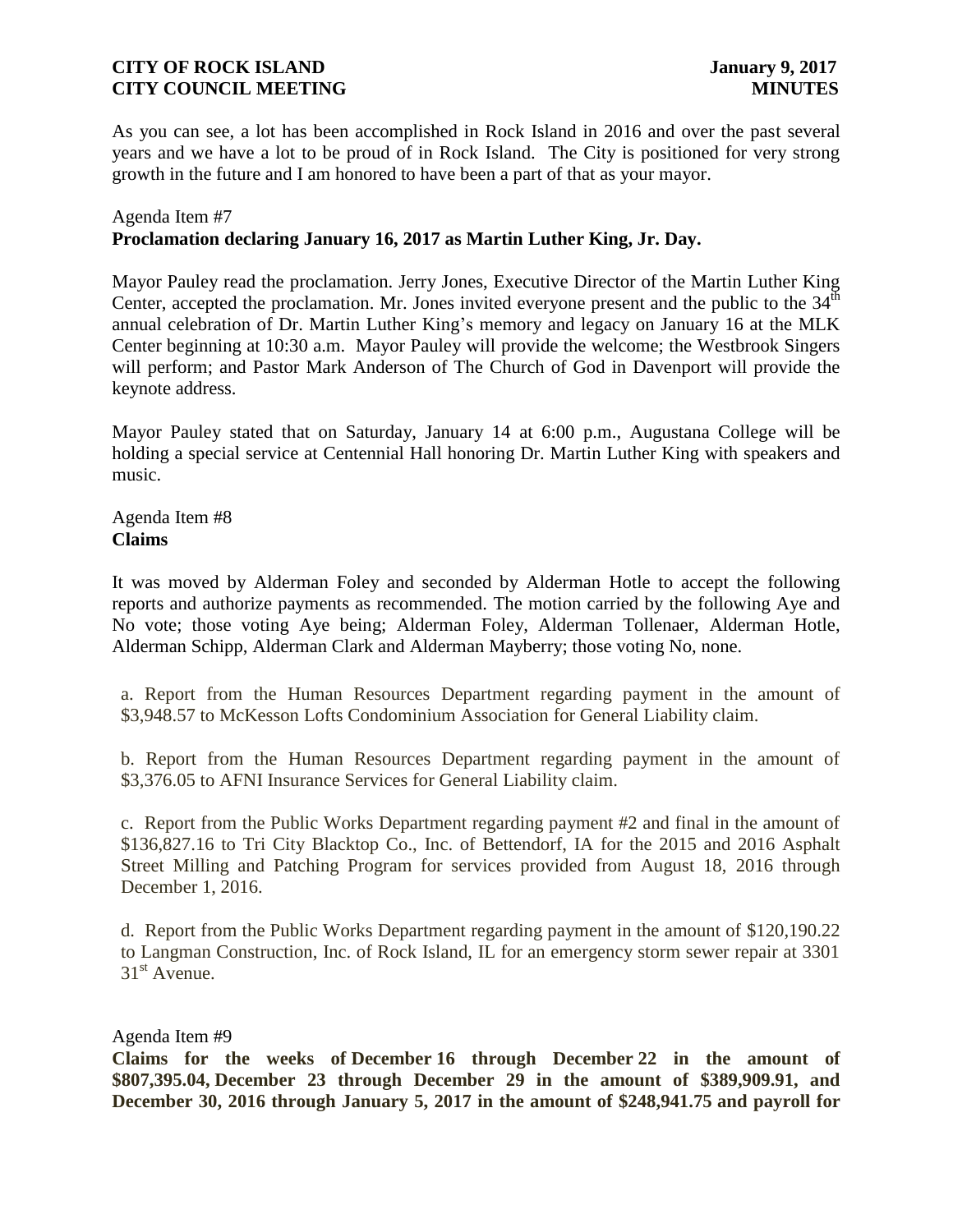As you can see, a lot has been accomplished in Rock Island in 2016 and over the past several years and we have a lot to be proud of in Rock Island. The City is positioned for very strong growth in the future and I am honored to have been a part of that as your mayor.

Agenda Item #7
**Proclamation declaring January 16, 2017 as Martin Luther King, Jr. Day.**

Mayor Pauley read the proclamation. Jerry Jones, Executive Director of the Martin Luther King Center, accepted the proclamation. Mr. Jones invited everyone present and the public to the 34th annual celebration of Dr. Martin Luther King's memory and legacy on January 16 at the MLK Center beginning at 10:30 a.m. Mayor Pauley will provide the welcome; the Westbrook Singers will perform; and Pastor Mark Anderson of The Church of God in Davenport will provide the keynote address.

Mayor Pauley stated that on Saturday, January 14 at 6:00 p.m., Augustana College will be holding a special service at Centennial Hall honoring Dr. Martin Luther King with speakers and music.

Agenda Item #8
**Claims**

It was moved by Alderman Foley and seconded by Alderman Hotle to accept the following reports and authorize payments as recommended. The motion carried by the following Aye and No vote; those voting Aye being; Alderman Foley, Alderman Tollenaer, Alderman Hotle, Alderman Schipp, Alderman Clark and Alderman Mayberry; those voting No, none.

a. Report from the Human Resources Department regarding payment in the amount of $3,948.57 to McKesson Lofts Condominium Association for General Liability claim.

b. Report from the Human Resources Department regarding payment in the amount of $3,376.05 to AFNI Insurance Services for General Liability claim.

c. Report from the Public Works Department regarding payment #2 and final in the amount of $136,827.16 to Tri City Blacktop Co., Inc. of Bettendorf, IA for the 2015 and 2016 Asphalt Street Milling and Patching Program for services provided from August 18, 2016 through December 1, 2016.

d. Report from the Public Works Department regarding payment in the amount of $120,190.22 to Langman Construction, Inc. of Rock Island, IL for an emergency storm sewer repair at 3301 31st Avenue.

Agenda Item #9
**Claims for the weeks of December 16 through December 22 in the amount of $807,395.04, December 23 through December 29 in the amount of $389,909.91, and December 30, 2016 through January 5, 2017 in the amount of $248,941.75 and payroll for**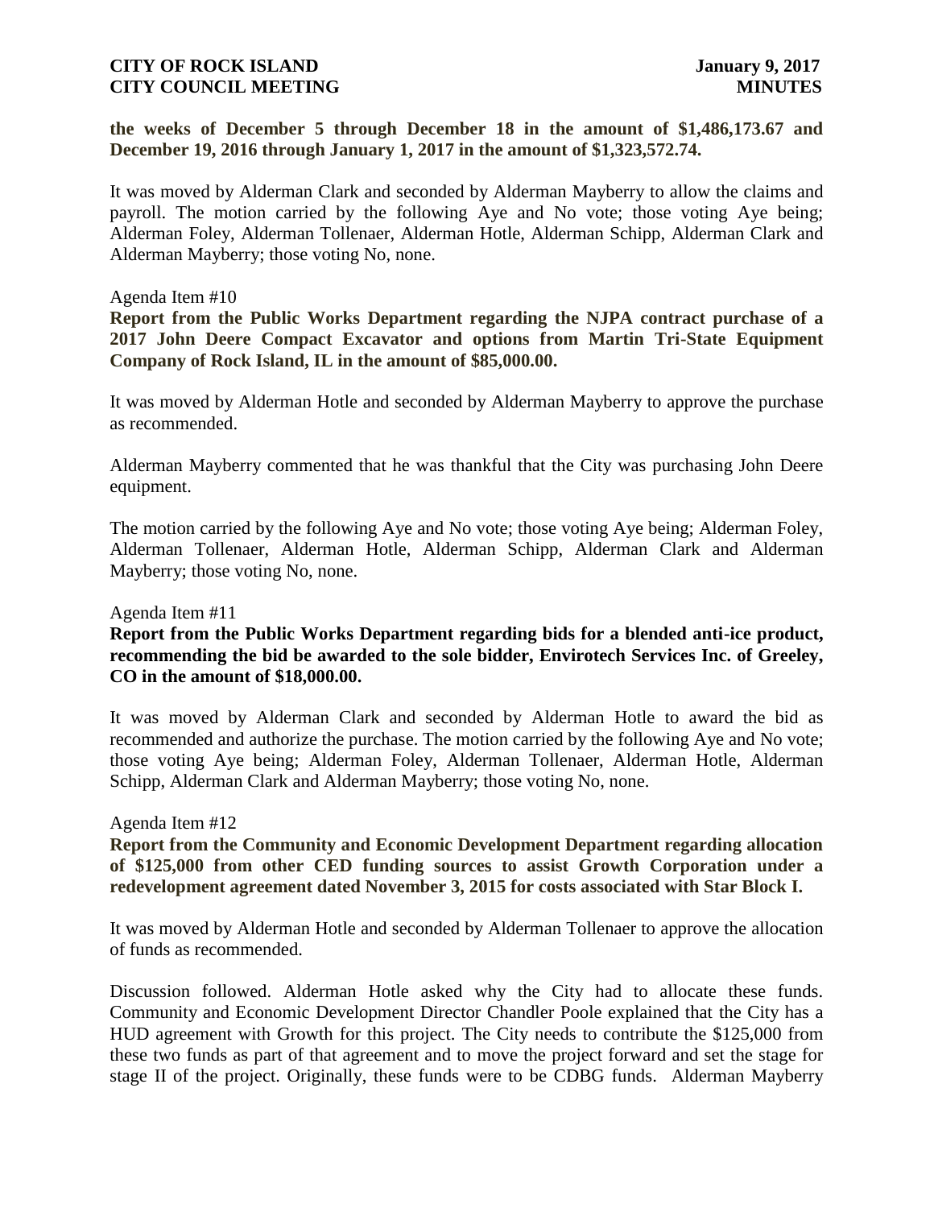**the weeks of December 5 through December 18 in the amount of $1,486,173.67 and December 19, 2016 through January 1, 2017 in the amount of $1,323,572.74.**

It was moved by Alderman Clark and seconded by Alderman Mayberry to allow the claims and payroll. The motion carried by the following Aye and No vote; those voting Aye being; Alderman Foley, Alderman Tollenaer, Alderman Hotle, Alderman Schipp, Alderman Clark and Alderman Mayberry; those voting No, none.

Agenda Item #10

**Report from the Public Works Department regarding the NJPA contract purchase of a 2017 John Deere Compact Excavator and options from Martin Tri-State Equipment Company of Rock Island, IL in the amount of $85,000.00.**

It was moved by Alderman Hotle and seconded by Alderman Mayberry to approve the purchase as recommended.

Alderman Mayberry commented that he was thankful that the City was purchasing John Deere equipment.

The motion carried by the following Aye and No vote; those voting Aye being; Alderman Foley, Alderman Tollenaer, Alderman Hotle, Alderman Schipp, Alderman Clark and Alderman Mayberry; those voting No, none.

Agenda Item #11

**Report from the Public Works Department regarding bids for a blended anti-ice product, recommending the bid be awarded to the sole bidder, Envirotech Services Inc. of Greeley, CO in the amount of $18,000.00.**

It was moved by Alderman Clark and seconded by Alderman Hotle to award the bid as recommended and authorize the purchase. The motion carried by the following Aye and No vote; those voting Aye being; Alderman Foley, Alderman Tollenaer, Alderman Hotle, Alderman Schipp, Alderman Clark and Alderman Mayberry; those voting No, none.

Agenda Item #12

**Report from the Community and Economic Development Department regarding allocation of $125,000 from other CED funding sources to assist Growth Corporation under a redevelopment agreement dated November 3, 2015 for costs associated with Star Block I.**

It was moved by Alderman Hotle and seconded by Alderman Tollenaer to approve the allocation of funds as recommended.

Discussion followed. Alderman Hotle asked why the City had to allocate these funds. Community and Economic Development Director Chandler Poole explained that the City has a HUD agreement with Growth for this project. The City needs to contribute the $125,000 from these two funds as part of that agreement and to move the project forward and set the stage for stage II of the project. Originally, these funds were to be CDBG funds. Alderman Mayberry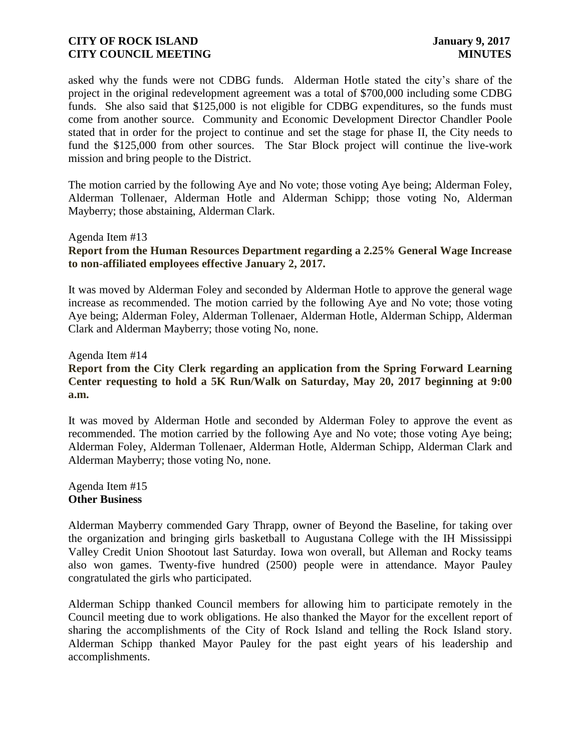asked why the funds were not CDBG funds. Alderman Hotle stated the city's share of the project in the original redevelopment agreement was a total of $700,000 including some CDBG funds. She also said that $125,000 is not eligible for CDBG expenditures, so the funds must come from another source. Community and Economic Development Director Chandler Poole stated that in order for the project to continue and set the stage for phase II, the City needs to fund the $125,000 from other sources. The Star Block project will continue the live-work mission and bring people to the District.

The motion carried by the following Aye and No vote; those voting Aye being; Alderman Foley, Alderman Tollenaer, Alderman Hotle and Alderman Schipp; those voting No, Alderman Mayberry; those abstaining, Alderman Clark.

Agenda Item #13

**Report from the Human Resources Department regarding a 2.25% General Wage Increase to non-affiliated employees effective January 2, 2017.**

It was moved by Alderman Foley and seconded by Alderman Hotle to approve the general wage increase as recommended. The motion carried by the following Aye and No vote; those voting Aye being; Alderman Foley, Alderman Tollenaer, Alderman Hotle, Alderman Schipp, Alderman Clark and Alderman Mayberry; those voting No, none.

Agenda Item #14

**Report from the City Clerk regarding an application from the Spring Forward Learning Center requesting to hold a 5K Run/Walk on Saturday, May 20, 2017 beginning at 9:00 a.m.**

It was moved by Alderman Hotle and seconded by Alderman Foley to approve the event as recommended. The motion carried by the following Aye and No vote; those voting Aye being; Alderman Foley, Alderman Tollenaer, Alderman Hotle, Alderman Schipp, Alderman Clark and Alderman Mayberry; those voting No, none.

Agenda Item #15

**Other Business**

Alderman Mayberry commended Gary Thrapp, owner of Beyond the Baseline, for taking over the organization and bringing girls basketball to Augustana College with the IH Mississippi Valley Credit Union Shootout last Saturday. Iowa won overall, but Alleman and Rocky teams also won games. Twenty-five hundred (2500) people were in attendance. Mayor Pauley congratulated the girls who participated.

Alderman Schipp thanked Council members for allowing him to participate remotely in the Council meeting due to work obligations. He also thanked the Mayor for the excellent report of sharing the accomplishments of the City of Rock Island and telling the Rock Island story. Alderman Schipp thanked Mayor Pauley for the past eight years of his leadership and accomplishments.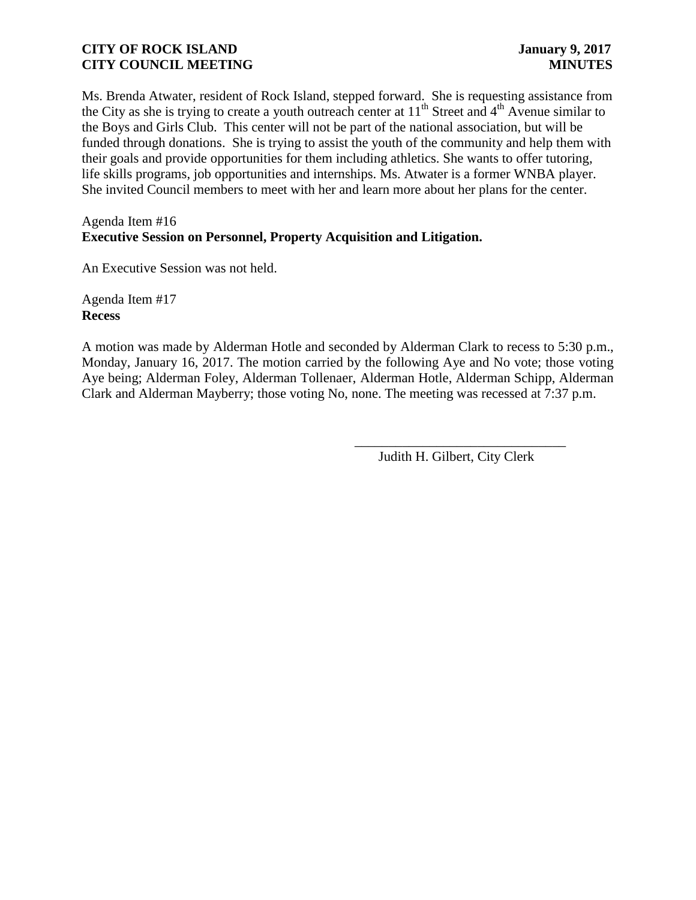Ms. Brenda Atwater, resident of Rock Island, stepped forward. She is requesting assistance from the City as she is trying to create a youth outreach center at 11th Street and 4th Avenue similar to the Boys and Girls Club. This center will not be part of the national association, but will be funded through donations. She is trying to assist the youth of the community and help them with their goals and provide opportunities for them including athletics. She wants to offer tutoring, life skills programs, job opportunities and internships. Ms. Atwater is a former WNBA player. She invited Council members to meet with her and learn more about her plans for the center.

Agenda Item #16
**Executive Session on Personnel, Property Acquisition and Litigation.**

An Executive Session was not held.

Agenda Item #17
**Recess**

A motion was made by Alderman Hotle and seconded by Alderman Clark to recess to 5:30 p.m., Monday, January 16, 2017. The motion carried by the following Aye and No vote; those voting Aye being; Alderman Foley, Alderman Tollenaer, Alderman Hotle, Alderman Schipp, Alderman Clark and Alderman Mayberry; those voting No, none. The meeting was recessed at 7:37 p.m.

\_\_\_\_\_\_\_\_\_\_\_\_\_\_\_\_\_\_\_\_\_\_\_\_\_\_\_\_\_\_\_\_
Judith H. Gilbert, City Clerk